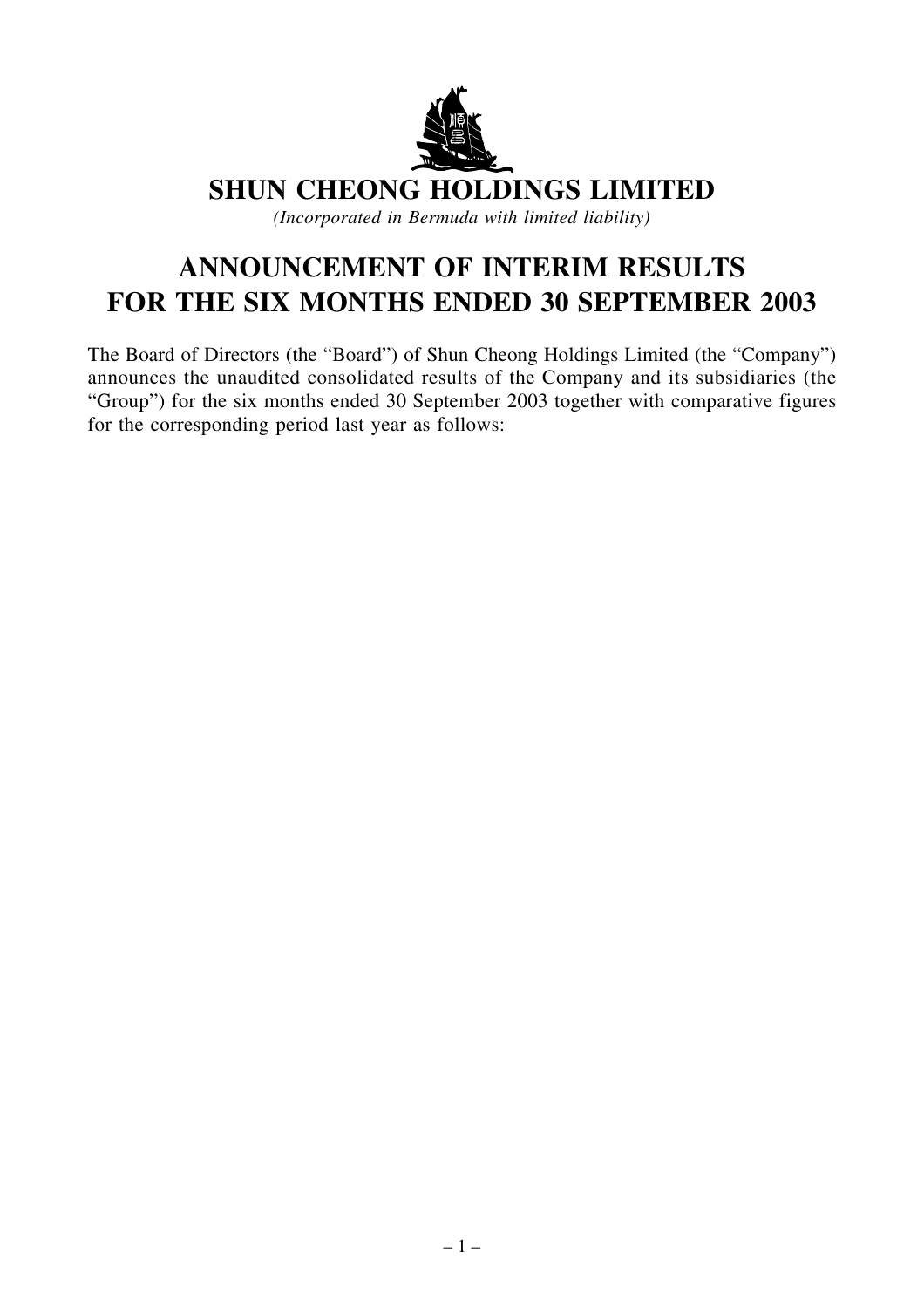# SHUN CHEONG HOLDINGS LIMITED

*(Incorporated in Bermuda with limited liability)*

# ANNOUNCEMENT OF INTERIM RESULTS FOR THE SIX MONTHS ENDED 30 SEPTEMBER 2003

The Board of Directors (the "Board") of Shun Cheong Holdings Limited (the "Company") announces the unaudited consolidated results of the Company and its subsidiaries (the "Group") for the six months ended 30 September 2003 together with comparative figures for the corresponding period last year as follows: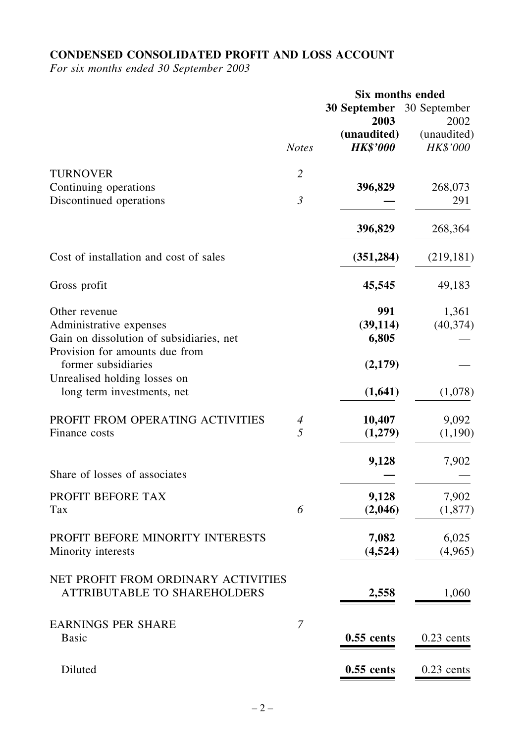## CONDENSED CONSOLIDATED PROFIT AND LOSS ACCOUNT

*For six months ended 30 September 2003*

| | | Six months ended | |
|---|---|---|---|
| | | **30 September 2003** | 30 September 2002 |
| | | **(unaudited)** | (unaudited) |
| | *Notes* | ***HK$'000*** | *HK$'000* |
| TURNOVER | *2* | | |
| Continuing operations | | **396,829** | 268,073 |
| Discontinued operations | *3* | **—** | 291 |
| | | **396,829** | 268,364 |
| Cost of installation and cost of sales | | **(351,284)** | (219,181) |
| Gross profit | | **45,545** | 49,183 |
| Other revenue | | **991** | 1,361 |
| Administrative expenses | | **(39,114)** | (40,374) |
| Gain on dissolution of subsidiaries, net | | **6,805** | — |
| Provision for amounts due from former subsidiaries | | **(2,179)** | — |
| Unrealised holding losses on long term investments, net | | **(1,641)** | (1,078) |
| PROFIT FROM OPERATING ACTIVITIES | *4* | **10,407** | 9,092 |
| Finance costs | *5* | **(1,279)** | (1,190) |
| | | **9,128** | 7,902 |
| Share of losses of associates | | **—** | — |
| PROFIT BEFORE TAX | | **9,128** | 7,902 |
| Tax | *6* | **(2,046)** | (1,877) |
| PROFIT BEFORE MINORITY INTERESTS | | **7,082** | 6,025 |
| Minority interests | | **(4,524)** | (4,965) |
| NET PROFIT FROM ORDINARY ACTIVITIES ATTRIBUTABLE TO SHAREHOLDERS | | **2,558** | 1,060 |
| EARNINGS PER SHARE | *7* | | |
| Basic | | **0.55 cents** | 0.23 cents |
| Diluted | | **0.55 cents** | 0.23 cents |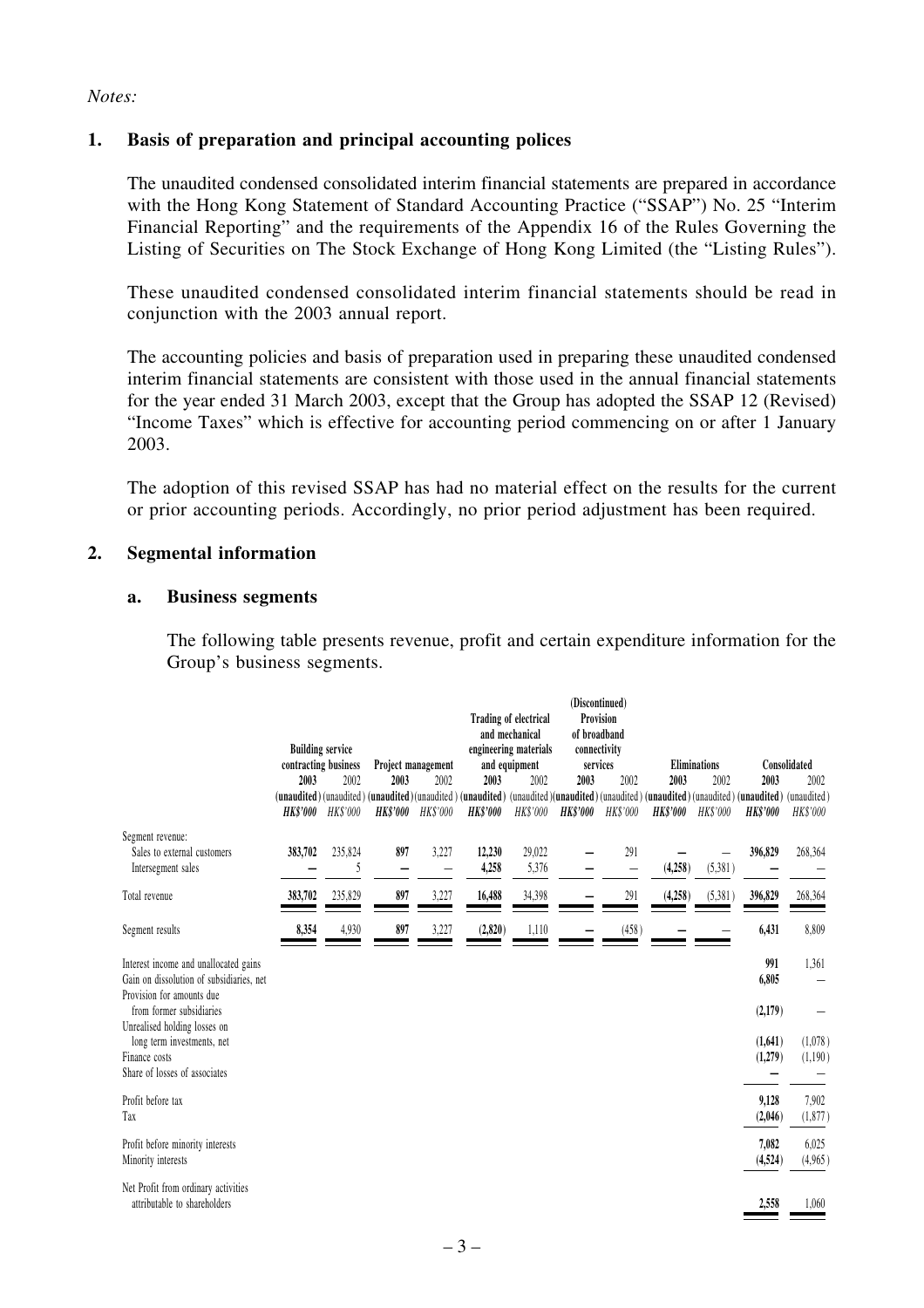*Notes:*

## 1. Basis of preparation and principal accounting polices

The unaudited condensed consolidated interim financial statements are prepared in accordance with the Hong Kong Statement of Standard Accounting Practice ("SSAP") No. 25 "Interim Financial Reporting" and the requirements of the Appendix 16 of the Rules Governing the Listing of Securities on The Stock Exchange of Hong Kong Limited (the "Listing Rules").

These unaudited condensed consolidated interim financial statements should be read in conjunction with the 2003 annual report.

The accounting policies and basis of preparation used in preparing these unaudited condensed interim financial statements are consistent with those used in the annual financial statements for the year ended 31 March 2003, except that the Group has adopted the SSAP 12 (Revised) "Income Taxes" which is effective for accounting period commencing on or after 1 January 2003.

The adoption of this revised SSAP has had no material effect on the results for the current or prior accounting periods. Accordingly, no prior period adjustment has been required.

## 2. Segmental information

### a. Business segments

The following table presents revenue, profit and certain expenditure information for the Group's business segments.

| | Building service contracting business | | Project management | | Trading of electrical and mechanical engineering materials and equipment | | (Discontinued) Provision of broadband connectivity services | | Eliminations | | Consolidated | |
|---|---|---|---|---|---|---|---|---|---|---|---|---|
| | **2003** | 2002 | **2003** | 2002 | **2003** | 2002 | **2003** | 2002 | **2003** | 2002 | **2003** | 2002 |
| | **(unaudited)** | (unaudited) | **(unaudited)** | (unaudited) | **(unaudited)** | (unaudited) | **(unaudited)** | (unaudited) | **(unaudited)** | (unaudited) | **(unaudited)** | (unaudited) |
| | ***HK$'000*** | *HK$'000* | ***HK$'000*** | *HK$'000* | ***HK$'000*** | *HK$'000* | ***HK$'000*** | *HK$'000* | ***HK$'000*** | *HK$'000* | ***HK$'000*** | *HK$'000* |
| Segment revenue: | | | | | | | | | | | | |
| Sales to external customers | **383,702** | 235,824 | **897** | 3,227 | **12,230** | 29,022 | **—** | 291 | **—** | — | **396,829** | 268,364 |
| Intersegment sales | **—** | 5 | **—** | — | **4,258** | 5,376 | **—** | — | **(4,258)** | (5,381) | **—** | — |
| Total revenue | **383,702** | 235,829 | **897** | 3,227 | **16,488** | 34,398 | **—** | 291 | **(4,258)** | (5,381) | **396,829** | 268,364 |
| Segment results | **8,354** | 4,930 | **897** | 3,227 | **(2,820)** | 1,110 | **—** | (458) | **—** | — | **6,431** | 8,809 |
| Interest income and unallocated gains | | | | | | | | | | | **991** | 1,361 |
| Gain on dissolution of subsidiaries, net | | | | | | | | | | | **6,805** | — |
| Provision for amounts due from former subsidiaries | | | | | | | | | | | **(2,179)** | — |
| Unrealised holding losses on long term investments, net | | | | | | | | | | | **(1,641)** | (1,078) |
| Finance costs | | | | | | | | | | | **(1,279)** | (1,190) |
| Share of losses of associates | | | | | | | | | | | **—** | — |
| Profit before tax | | | | | | | | | | | **9,128** | 7,902 |
| Tax | | | | | | | | | | | **(2,046)** | (1,877) |
| Profit before minority interests | | | | | | | | | | | **7,082** | 6,025 |
| Minority interests | | | | | | | | | | | **(4,524)** | (4,965) |
| Net Profit from ordinary activities attributable to shareholders | | | | | | | | | | | **2,558** | 1,060 |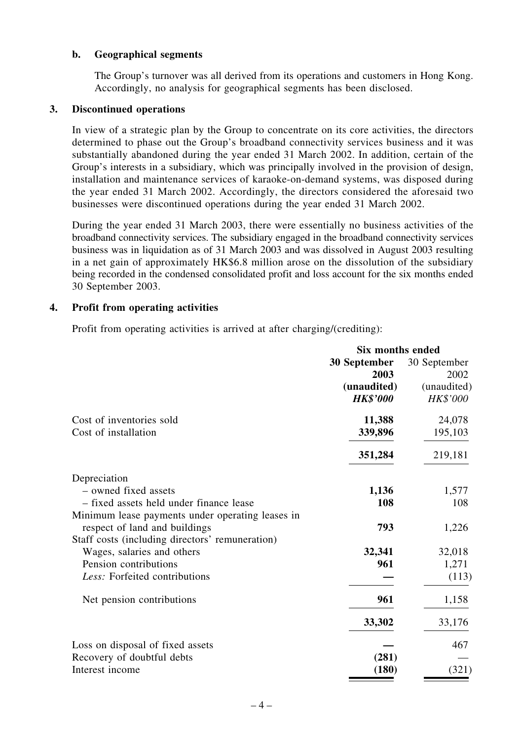**b. Geographical segments**

The Group's turnover was all derived from its operations and customers in Hong Kong. Accordingly, no analysis for geographical segments has been disclosed.

## 3. Discontinued operations

In view of a strategic plan by the Group to concentrate on its core activities, the directors determined to phase out the Group's broadband connectivity services business and it was substantially abandoned during the year ended 31 March 2002. In addition, certain of the Group's interests in a subsidiary, which was principally involved in the provision of design, installation and maintenance services of karaoke-on-demand systems, was disposed during the year ended 31 March 2002. Accordingly, the directors considered the aforesaid two businesses were discontinued operations during the year ended 31 March 2002.

During the year ended 31 March 2003, there were essentially no business activities of the broadband connectivity services. The subsidiary engaged in the broadband connectivity services business was in liquidation as of 31 March 2003 and was dissolved in August 2003 resulting in a net gain of approximately HK$6.8 million arose on the dissolution of the subsidiary being recorded in the condensed consolidated profit and loss account for the six months ended 30 September 2003.

## 4. Profit from operating activities

Profit from operating activities is arrived at after charging/(crediting):

| | Six months ended | |
|---|---|---|
| | **30 September 2003 (unaudited)** | 30 September 2002 (unaudited) |
| | ***HK$'000*** | *HK$'000* |
| Cost of inventories sold | **11,388** | 24,078 |
| Cost of installation | **339,896** | 195,103 |
| | **351,284** | 219,181 |
| Depreciation | | |
| – owned fixed assets | **1,136** | 1,577 |
| – fixed assets held under finance lease | **108** | 108 |
| Minimum lease payments under operating leases in respect of land and buildings | **793** | 1,226 |
| Staff costs (including directors' remuneration) | | |
| Wages, salaries and others | **32,341** | 32,018 |
| Pension contributions | **961** | 1,271 |
| *Less:* Forfeited contributions | **—** | (113) |
| Net pension contributions | **961** | 1,158 |
| | **33,302** | 33,176 |
| Loss on disposal of fixed assets | **—** | 467 |
| Recovery of doubtful debts | **(281)** | — |
| Interest income | **(180)** | (321) |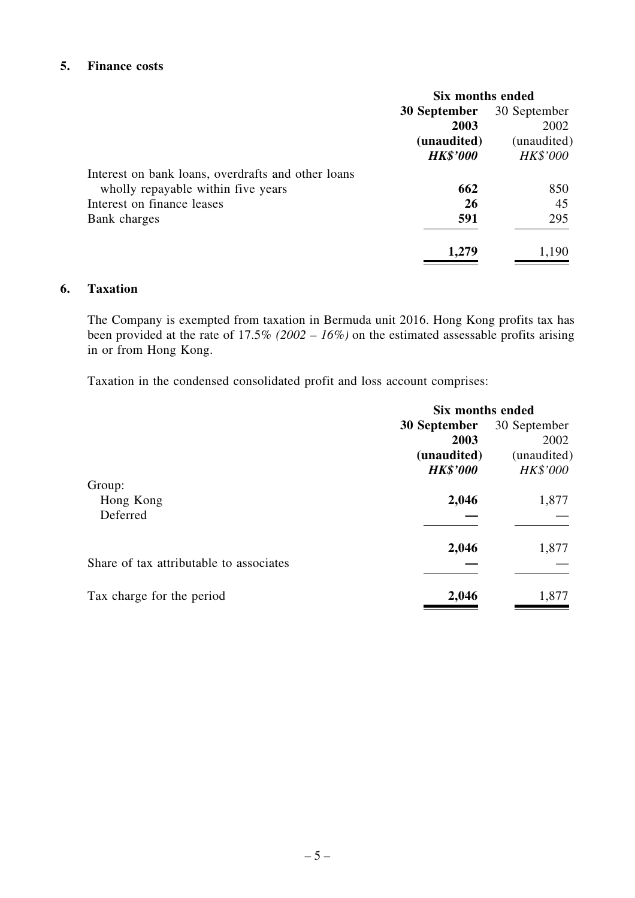## 5. Finance costs

| | Six months ended | |
|---|---|---|
| | **30 September 2003 (unaudited)** | 30 September 2002 (unaudited) |
| | ***HK$'000*** | *HK$'000* |
| Interest on bank loans, overdrafts and other loans wholly repayable within five years | **662** | 850 |
| Interest on finance leases | **26** | 45 |
| Bank charges | **591** | 295 |
| | **1,279** | 1,190 |

## 6. Taxation

The Company is exempted from taxation in Bermuda unit 2016. Hong Kong profits tax has been provided at the rate of 17.5% *(2002 – 16%)* on the estimated assessable profits arising in or from Hong Kong.

Taxation in the condensed consolidated profit and loss account comprises:

| | Six months ended | |
|---|---|---|
| | **30 September 2003 (unaudited)** | 30 September 2002 (unaudited) |
| | ***HK$'000*** | *HK$'000* |
| Group: | | |
| Hong Kong | **2,046** | 1,877 |
| Deferred | **—** | — |
| | **2,046** | 1,877 |
| Share of tax attributable to associates | **—** | — |
| Tax charge for the period | **2,046** | 1,877 |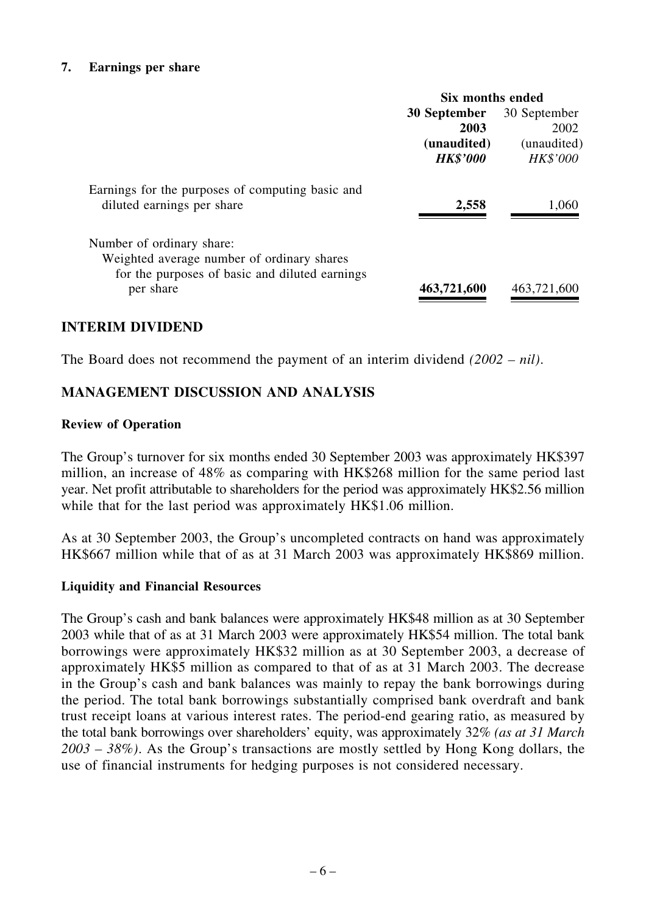### 7. Earnings per share

| | Six months ended | |
|---|---|---|
| | **30 September 2003 (unaudited)** | 30 September 2002 (unaudited) |
| | ***HK$'000*** | *HK$'000* |
| Earnings for the purposes of computing basic and diluted earnings per share | **2,558** | 1,060 |
| Number of ordinary share: | | |
| Weighted average number of ordinary shares for the purposes of basic and diluted earnings per share | **463,721,600** | 463,721,600 |

## INTERIM DIVIDEND

The Board does not recommend the payment of an interim dividend *(2002 – nil)*.

## MANAGEMENT DISCUSSION AND ANALYSIS

**Review of Operation**

The Group's turnover for six months ended 30 September 2003 was approximately HK$397 million, an increase of 48% as comparing with HK$268 million for the same period last year. Net profit attributable to shareholders for the period was approximately HK$2.56 million while that for the last period was approximately HK$1.06 million.

As at 30 September 2003, the Group's uncompleted contracts on hand was approximately HK$667 million while that of as at 31 March 2003 was approximately HK$869 million.

**Liquidity and Financial Resources**

The Group's cash and bank balances were approximately HK$48 million as at 30 September 2003 while that of as at 31 March 2003 were approximately HK$54 million. The total bank borrowings were approximately HK$32 million as at 30 September 2003, a decrease of approximately HK$5 million as compared to that of as at 31 March 2003. The decrease in the Group's cash and bank balances was mainly to repay the bank borrowings during the period. The total bank borrowings substantially comprised bank overdraft and bank trust receipt loans at various interest rates. The period-end gearing ratio, as measured by the total bank borrowings over shareholders' equity, was approximately 32% *(as at 31 March 2003 – 38%)*. As the Group's transactions are mostly settled by Hong Kong dollars, the use of financial instruments for hedging purposes is not considered necessary.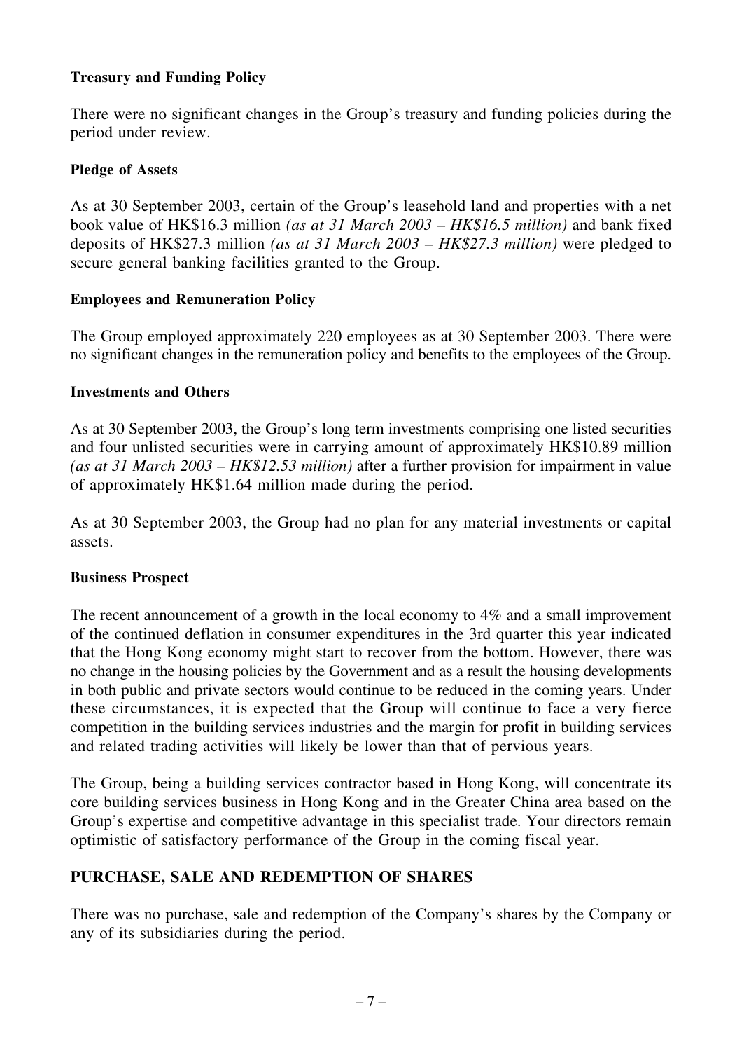**Treasury and Funding Policy**

There were no significant changes in the Group's treasury and funding policies during the period under review.

**Pledge of Assets**

As at 30 September 2003, certain of the Group's leasehold land and properties with a net book value of HK$16.3 million *(as at 31 March 2003 – HK$16.5 million)* and bank fixed deposits of HK$27.3 million *(as at 31 March 2003 – HK$27.3 million)* were pledged to secure general banking facilities granted to the Group.

**Employees and Remuneration Policy**

The Group employed approximately 220 employees as at 30 September 2003. There were no significant changes in the remuneration policy and benefits to the employees of the Group.

**Investments and Others**

As at 30 September 2003, the Group's long term investments comprising one listed securities and four unlisted securities were in carrying amount of approximately HK$10.89 million *(as at 31 March 2003 – HK$12.53 million)* after a further provision for impairment in value of approximately HK$1.64 million made during the period.

As at 30 September 2003, the Group had no plan for any material investments or capital assets.

**Business Prospect**

The recent announcement of a growth in the local economy to 4% and a small improvement of the continued deflation in consumer expenditures in the 3rd quarter this year indicated that the Hong Kong economy might start to recover from the bottom. However, there was no change in the housing policies by the Government and as a result the housing developments in both public and private sectors would continue to be reduced in the coming years. Under these circumstances, it is expected that the Group will continue to face a very fierce competition in the building services industries and the margin for profit in building services and related trading activities will likely be lower than that of pervious years.

The Group, being a building services contractor based in Hong Kong, will concentrate its core building services business in Hong Kong and in the Greater China area based on the Group's expertise and competitive advantage in this specialist trade. Your directors remain optimistic of satisfactory performance of the Group in the coming fiscal year.

## PURCHASE, SALE AND REDEMPTION OF SHARES

There was no purchase, sale and redemption of the Company's shares by the Company or any of its subsidiaries during the period.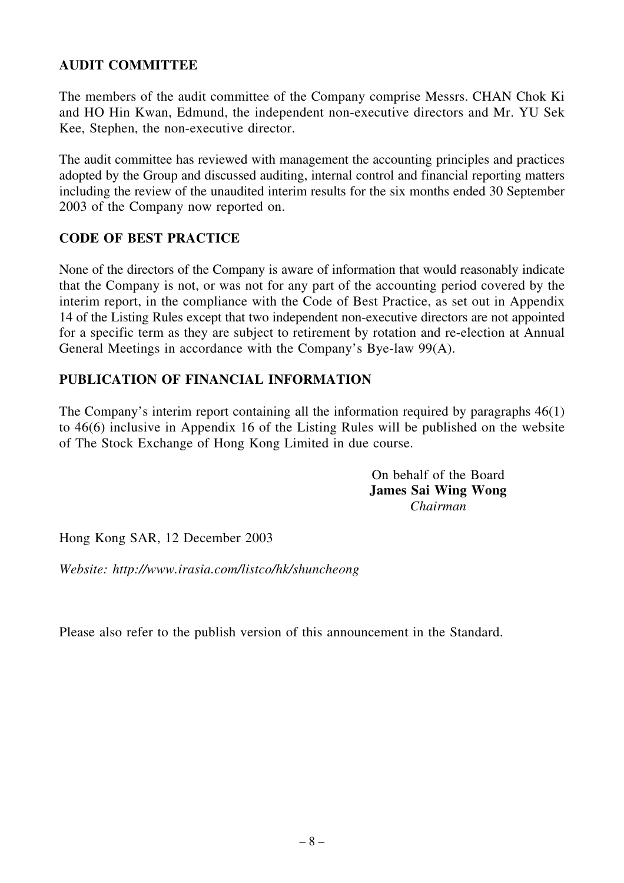## AUDIT COMMITTEE

The members of the audit committee of the Company comprise Messrs. CHAN Chok Ki and HO Hin Kwan, Edmund, the independent non-executive directors and Mr. YU Sek Kee, Stephen, the non-executive director.

The audit committee has reviewed with management the accounting principles and practices adopted by the Group and discussed auditing, internal control and financial reporting matters including the review of the unaudited interim results for the six months ended 30 September 2003 of the Company now reported on.

## CODE OF BEST PRACTICE

None of the directors of the Company is aware of information that would reasonably indicate that the Company is not, or was not for any part of the accounting period covered by the interim report, in the compliance with the Code of Best Practice, as set out in Appendix 14 of the Listing Rules except that two independent non-executive directors are not appointed for a specific term as they are subject to retirement by rotation and re-election at Annual General Meetings in accordance with the Company's Bye-law 99(A).

## PUBLICATION OF FINANCIAL INFORMATION

The Company's interim report containing all the information required by paragraphs 46(1) to 46(6) inclusive in Appendix 16 of the Listing Rules will be published on the website of The Stock Exchange of Hong Kong Limited in due course.

On behalf of the Board
**James Sai Wing Wong**
*Chairman*

Hong Kong SAR, 12 December 2003

*Website: http://www.irasia.com/listco/hk/shuncheong*

Please also refer to the publish version of this announcement in the Standard.